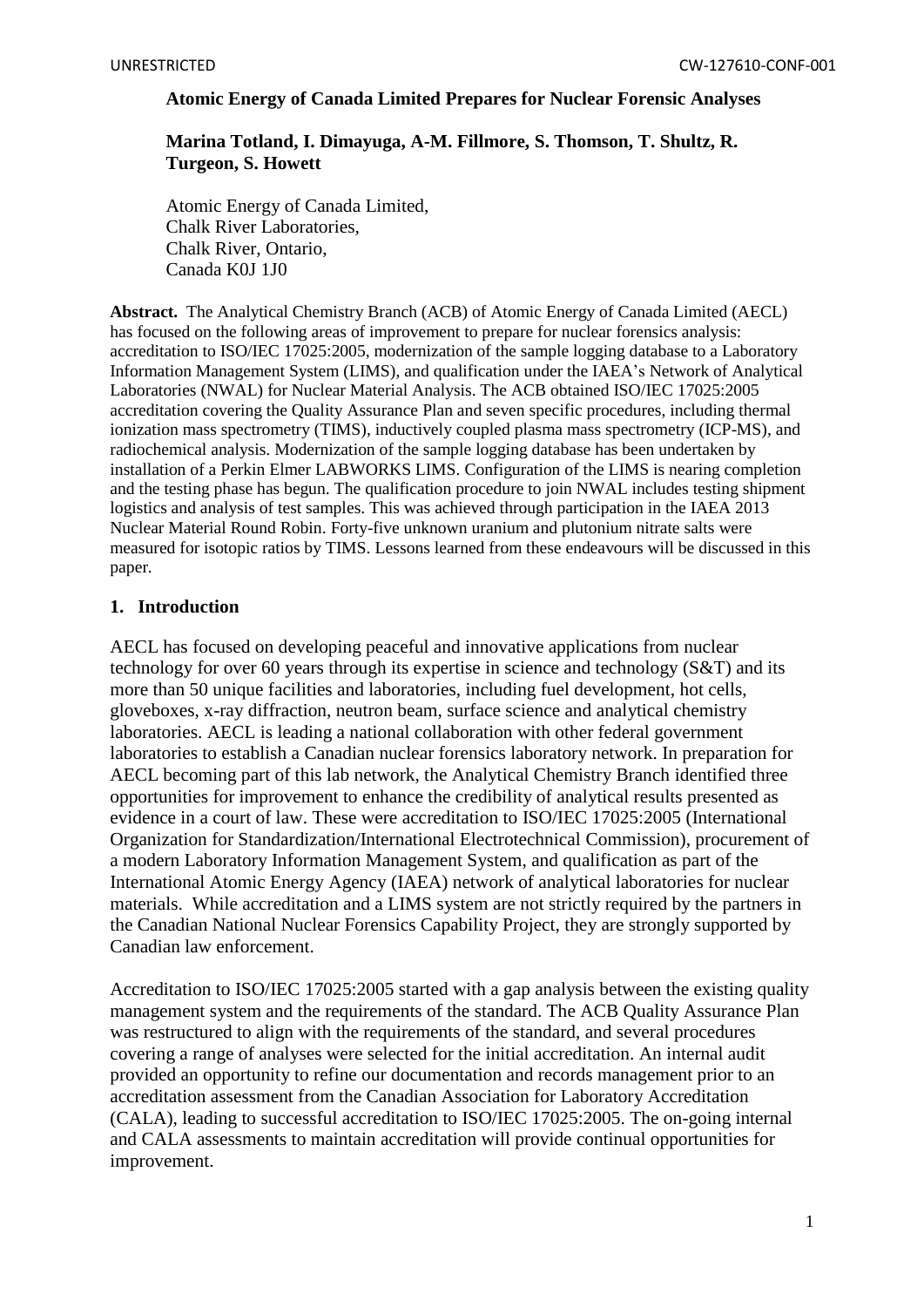# Atomic Energy of Canada Limited Prepares for Nuclear Forensic Analyses

**Marina Totland, I. Dimayuga, A-M. Fillmore, S. Thomson, T. Shultz, R. Turgeon, S. Howett**

Atomic Energy of Canada Limited,
Chalk River Laboratories,
Chalk River, Ontario,
Canada K0J 1J0

**Abstract.** The Analytical Chemistry Branch (ACB) of Atomic Energy of Canada Limited (AECL) has focused on the following areas of improvement to prepare for nuclear forensics analysis: accreditation to ISO/IEC 17025:2005, modernization of the sample logging database to a Laboratory Information Management System (LIMS), and qualification under the IAEA's Network of Analytical Laboratories (NWAL) for Nuclear Material Analysis. The ACB obtained ISO/IEC 17025:2005 accreditation covering the Quality Assurance Plan and seven specific procedures, including thermal ionization mass spectrometry (TIMS), inductively coupled plasma mass spectrometry (ICP-MS), and radiochemical analysis. Modernization of the sample logging database has been undertaken by installation of a Perkin Elmer LABWORKS LIMS. Configuration of the LIMS is nearing completion and the testing phase has begun. The qualification procedure to join NWAL includes testing shipment logistics and analysis of test samples. This was achieved through participation in the IAEA 2013 Nuclear Material Round Robin. Forty-five unknown uranium and plutonium nitrate salts were measured for isotopic ratios by TIMS. Lessons learned from these endeavours will be discussed in this paper.

## 1. Introduction

AECL has focused on developing peaceful and innovative applications from nuclear technology for over 60 years through its expertise in science and technology (S&T) and its more than 50 unique facilities and laboratories, including fuel development, hot cells, gloveboxes, x-ray diffraction, neutron beam, surface science and analytical chemistry laboratories. AECL is leading a national collaboration with other federal government laboratories to establish a Canadian nuclear forensics laboratory network. In preparation for AECL becoming part of this lab network, the Analytical Chemistry Branch identified three opportunities for improvement to enhance the credibility of analytical results presented as evidence in a court of law. These were accreditation to ISO/IEC 17025:2005 (International Organization for Standardization/International Electrotechnical Commission), procurement of a modern Laboratory Information Management System, and qualification as part of the International Atomic Energy Agency (IAEA) network of analytical laboratories for nuclear materials. While accreditation and a LIMS system are not strictly required by the partners in the Canadian National Nuclear Forensics Capability Project, they are strongly supported by Canadian law enforcement.

Accreditation to ISO/IEC 17025:2005 started with a gap analysis between the existing quality management system and the requirements of the standard. The ACB Quality Assurance Plan was restructured to align with the requirements of the standard, and several procedures covering a range of analyses were selected for the initial accreditation. An internal audit provided an opportunity to refine our documentation and records management prior to an accreditation assessment from the Canadian Association for Laboratory Accreditation (CALA), leading to successful accreditation to ISO/IEC 17025:2005. The on-going internal and CALA assessments to maintain accreditation will provide continual opportunities for improvement.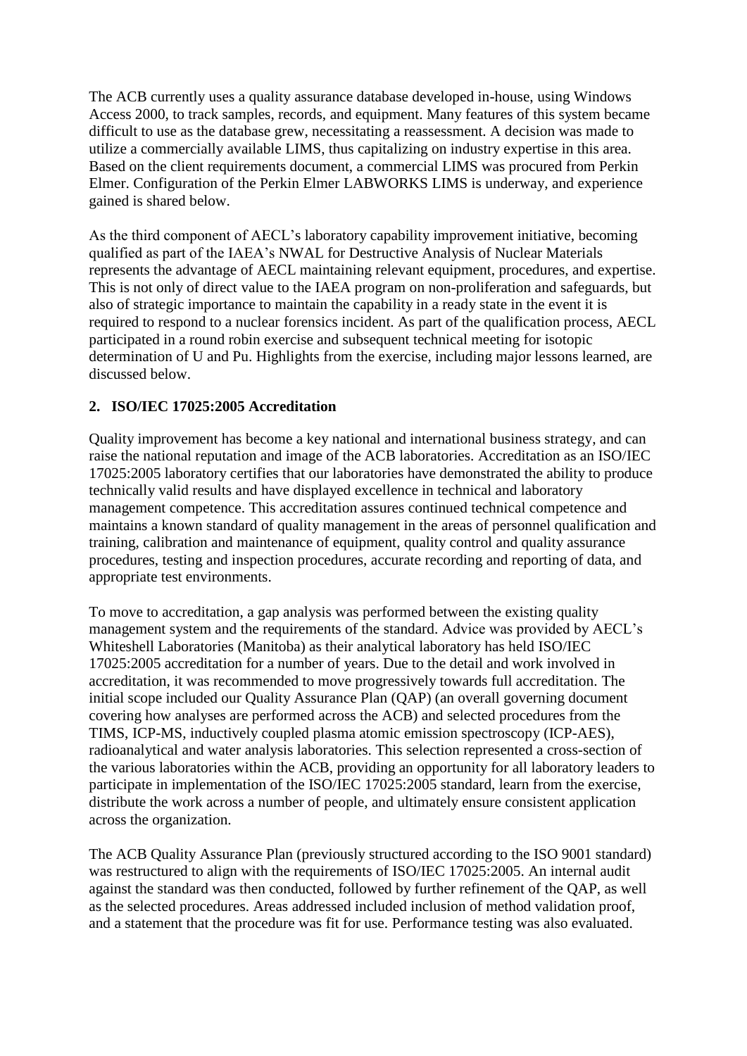The ACB currently uses a quality assurance database developed in-house, using Windows Access 2000, to track samples, records, and equipment. Many features of this system became difficult to use as the database grew, necessitating a reassessment. A decision was made to utilize a commercially available LIMS, thus capitalizing on industry expertise in this area. Based on the client requirements document, a commercial LIMS was procured from Perkin Elmer. Configuration of the Perkin Elmer LABWORKS LIMS is underway, and experience gained is shared below.

As the third component of AECL's laboratory capability improvement initiative, becoming qualified as part of the IAEA's NWAL for Destructive Analysis of Nuclear Materials represents the advantage of AECL maintaining relevant equipment, procedures, and expertise. This is not only of direct value to the IAEA program on non-proliferation and safeguards, but also of strategic importance to maintain the capability in a ready state in the event it is required to respond to a nuclear forensics incident. As part of the qualification process, AECL participated in a round robin exercise and subsequent technical meeting for isotopic determination of U and Pu. Highlights from the exercise, including major lessons learned, are discussed below.

## 2. ISO/IEC 17025:2005 Accreditation

Quality improvement has become a key national and international business strategy, and can raise the national reputation and image of the ACB laboratories. Accreditation as an ISO/IEC 17025:2005 laboratory certifies that our laboratories have demonstrated the ability to produce technically valid results and have displayed excellence in technical and laboratory management competence. This accreditation assures continued technical competence and maintains a known standard of quality management in the areas of personnel qualification and training, calibration and maintenance of equipment, quality control and quality assurance procedures, testing and inspection procedures, accurate recording and reporting of data, and appropriate test environments.

To move to accreditation, a gap analysis was performed between the existing quality management system and the requirements of the standard. Advice was provided by AECL's Whiteshell Laboratories (Manitoba) as their analytical laboratory has held ISO/IEC 17025:2005 accreditation for a number of years. Due to the detail and work involved in accreditation, it was recommended to move progressively towards full accreditation. The initial scope included our Quality Assurance Plan (QAP) (an overall governing document covering how analyses are performed across the ACB) and selected procedures from the TIMS, ICP-MS, inductively coupled plasma atomic emission spectroscopy (ICP-AES), radioanalytical and water analysis laboratories. This selection represented a cross-section of the various laboratories within the ACB, providing an opportunity for all laboratory leaders to participate in implementation of the ISO/IEC 17025:2005 standard, learn from the exercise, distribute the work across a number of people, and ultimately ensure consistent application across the organization.

The ACB Quality Assurance Plan (previously structured according to the ISO 9001 standard) was restructured to align with the requirements of ISO/IEC 17025:2005. An internal audit against the standard was then conducted, followed by further refinement of the QAP, as well as the selected procedures. Areas addressed included inclusion of method validation proof, and a statement that the procedure was fit for use. Performance testing was also evaluated.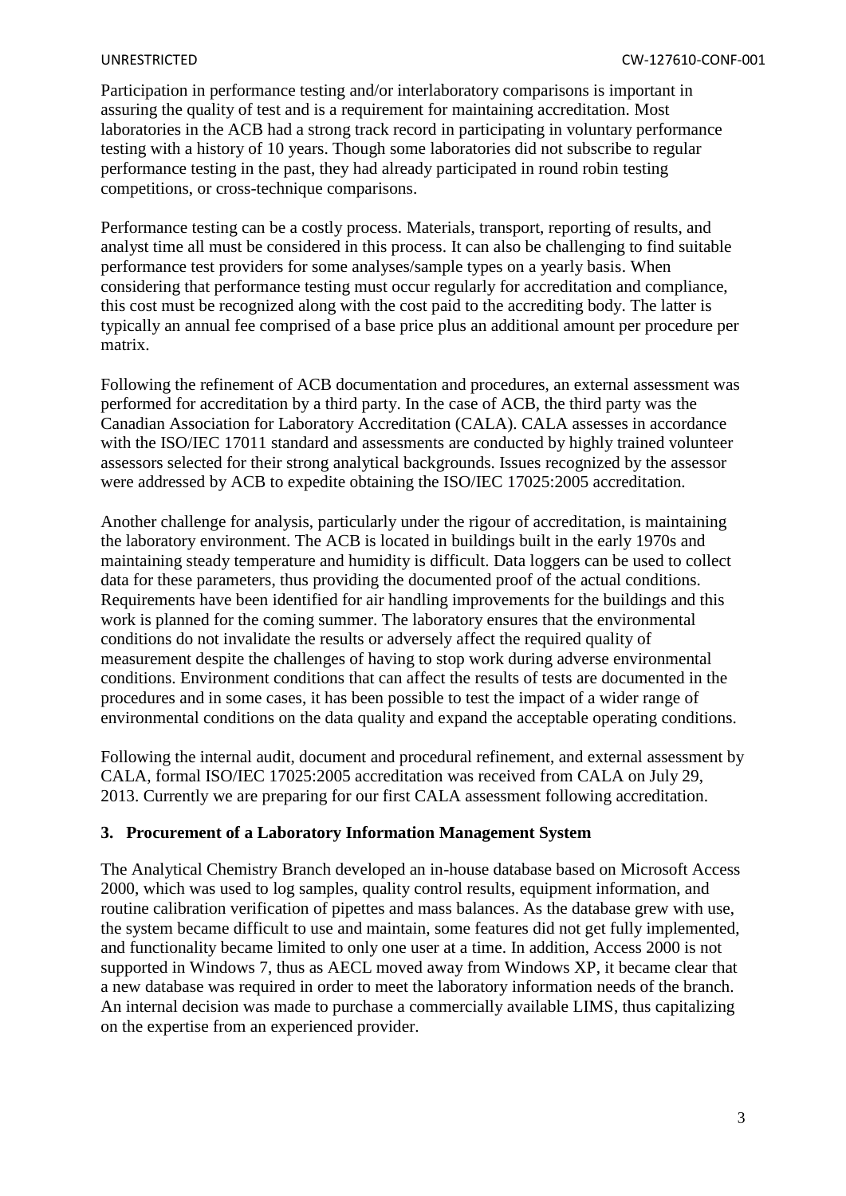Participation in performance testing and/or interlaboratory comparisons is important in assuring the quality of test and is a requirement for maintaining accreditation. Most laboratories in the ACB had a strong track record in participating in voluntary performance testing with a history of 10 years. Though some laboratories did not subscribe to regular performance testing in the past, they had already participated in round robin testing competitions, or cross-technique comparisons.

Performance testing can be a costly process. Materials, transport, reporting of results, and analyst time all must be considered in this process. It can also be challenging to find suitable performance test providers for some analyses/sample types on a yearly basis. When considering that performance testing must occur regularly for accreditation and compliance, this cost must be recognized along with the cost paid to the accrediting body. The latter is typically an annual fee comprised of a base price plus an additional amount per procedure per matrix.

Following the refinement of ACB documentation and procedures, an external assessment was performed for accreditation by a third party. In the case of ACB, the third party was the Canadian Association for Laboratory Accreditation (CALA). CALA assesses in accordance with the ISO/IEC 17011 standard and assessments are conducted by highly trained volunteer assessors selected for their strong analytical backgrounds. Issues recognized by the assessor were addressed by ACB to expedite obtaining the ISO/IEC 17025:2005 accreditation.

Another challenge for analysis, particularly under the rigour of accreditation, is maintaining the laboratory environment. The ACB is located in buildings built in the early 1970s and maintaining steady temperature and humidity is difficult. Data loggers can be used to collect data for these parameters, thus providing the documented proof of the actual conditions. Requirements have been identified for air handling improvements for the buildings and this work is planned for the coming summer. The laboratory ensures that the environmental conditions do not invalidate the results or adversely affect the required quality of measurement despite the challenges of having to stop work during adverse environmental conditions. Environment conditions that can affect the results of tests are documented in the procedures and in some cases, it has been possible to test the impact of a wider range of environmental conditions on the data quality and expand the acceptable operating conditions.

Following the internal audit, document and procedural refinement, and external assessment by CALA, formal ISO/IEC 17025:2005 accreditation was received from CALA on July 29, 2013. Currently we are preparing for our first CALA assessment following accreditation.

## 3. Procurement of a Laboratory Information Management System

The Analytical Chemistry Branch developed an in-house database based on Microsoft Access 2000, which was used to log samples, quality control results, equipment information, and routine calibration verification of pipettes and mass balances. As the database grew with use, the system became difficult to use and maintain, some features did not get fully implemented, and functionality became limited to only one user at a time. In addition, Access 2000 is not supported in Windows 7, thus as AECL moved away from Windows XP, it became clear that a new database was required in order to meet the laboratory information needs of the branch. An internal decision was made to purchase a commercially available LIMS, thus capitalizing on the expertise from an experienced provider.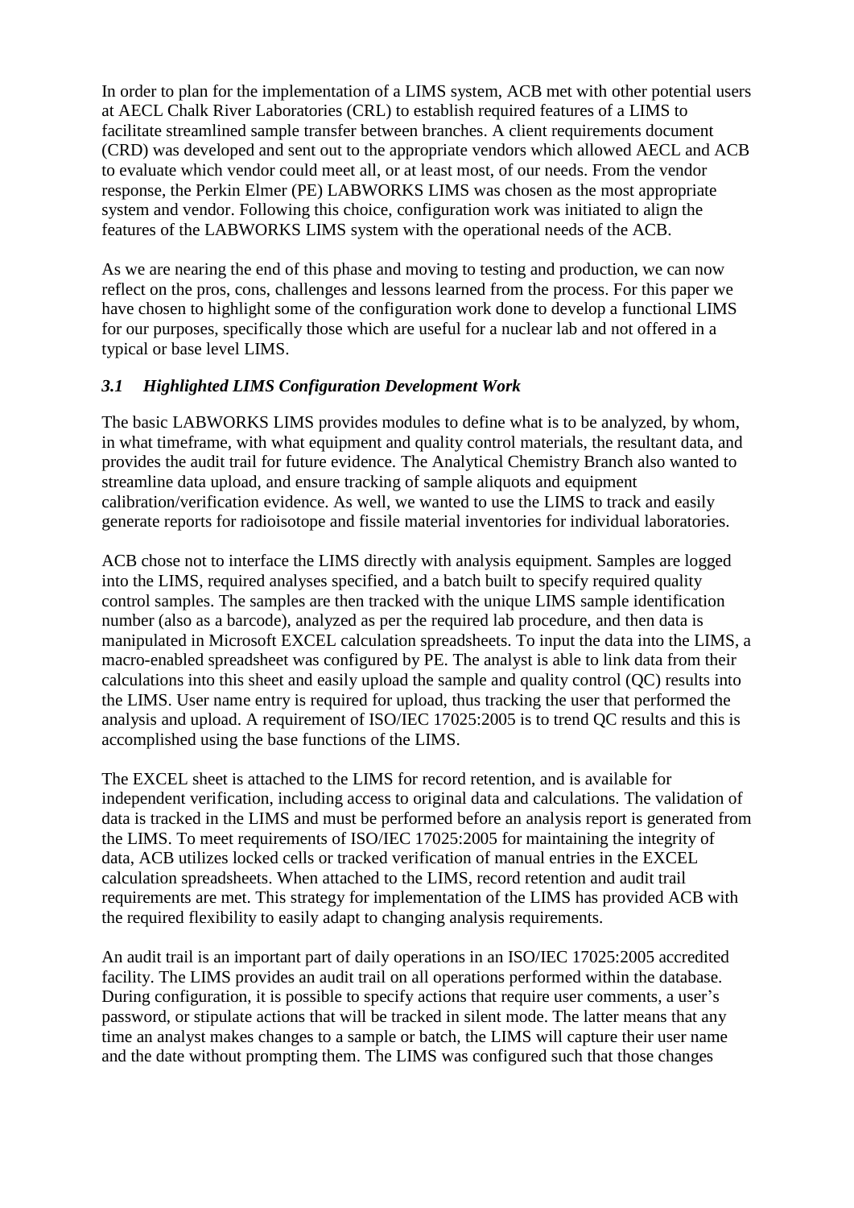In order to plan for the implementation of a LIMS system, ACB met with other potential users at AECL Chalk River Laboratories (CRL) to establish required features of a LIMS to facilitate streamlined sample transfer between branches. A client requirements document (CRD) was developed and sent out to the appropriate vendors which allowed AECL and ACB to evaluate which vendor could meet all, or at least most, of our needs. From the vendor response, the Perkin Elmer (PE) LABWORKS LIMS was chosen as the most appropriate system and vendor. Following this choice, configuration work was initiated to align the features of the LABWORKS LIMS system with the operational needs of the ACB.

As we are nearing the end of this phase and moving to testing and production, we can now reflect on the pros, cons, challenges and lessons learned from the process. For this paper we have chosen to highlight some of the configuration work done to develop a functional LIMS for our purposes, specifically those which are useful for a nuclear lab and not offered in a typical or base level LIMS.

### *3.1 Highlighted LIMS Configuration Development Work*

The basic LABWORKS LIMS provides modules to define what is to be analyzed, by whom, in what timeframe, with what equipment and quality control materials, the resultant data, and provides the audit trail for future evidence. The Analytical Chemistry Branch also wanted to streamline data upload, and ensure tracking of sample aliquots and equipment calibration/verification evidence. As well, we wanted to use the LIMS to track and easily generate reports for radioisotope and fissile material inventories for individual laboratories.

ACB chose not to interface the LIMS directly with analysis equipment. Samples are logged into the LIMS, required analyses specified, and a batch built to specify required quality control samples. The samples are then tracked with the unique LIMS sample identification number (also as a barcode), analyzed as per the required lab procedure, and then data is manipulated in Microsoft EXCEL calculation spreadsheets. To input the data into the LIMS, a macro-enabled spreadsheet was configured by PE. The analyst is able to link data from their calculations into this sheet and easily upload the sample and quality control (QC) results into the LIMS. User name entry is required for upload, thus tracking the user that performed the analysis and upload. A requirement of ISO/IEC 17025:2005 is to trend QC results and this is accomplished using the base functions of the LIMS.

The EXCEL sheet is attached to the LIMS for record retention, and is available for independent verification, including access to original data and calculations. The validation of data is tracked in the LIMS and must be performed before an analysis report is generated from the LIMS. To meet requirements of ISO/IEC 17025:2005 for maintaining the integrity of data, ACB utilizes locked cells or tracked verification of manual entries in the EXCEL calculation spreadsheets. When attached to the LIMS, record retention and audit trail requirements are met. This strategy for implementation of the LIMS has provided ACB with the required flexibility to easily adapt to changing analysis requirements.

An audit trail is an important part of daily operations in an ISO/IEC 17025:2005 accredited facility. The LIMS provides an audit trail on all operations performed within the database. During configuration, it is possible to specify actions that require user comments, a user's password, or stipulate actions that will be tracked in silent mode. The latter means that any time an analyst makes changes to a sample or batch, the LIMS will capture their user name and the date without prompting them. The LIMS was configured such that those changes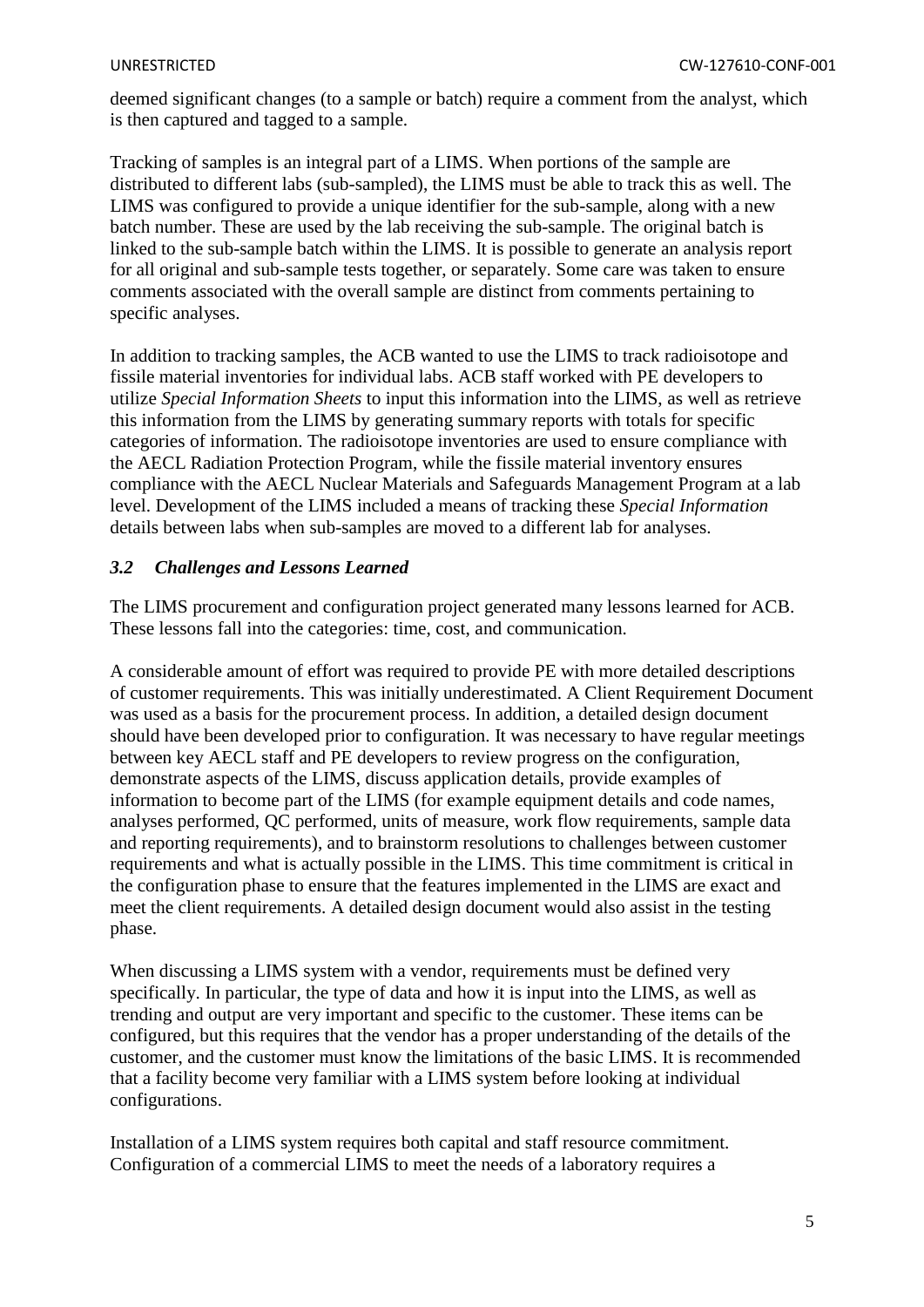deemed significant changes (to a sample or batch) require a comment from the analyst, which is then captured and tagged to a sample.

Tracking of samples is an integral part of a LIMS. When portions of the sample are distributed to different labs (sub-sampled), the LIMS must be able to track this as well. The LIMS was configured to provide a unique identifier for the sub-sample, along with a new batch number. These are used by the lab receiving the sub-sample. The original batch is linked to the sub-sample batch within the LIMS. It is possible to generate an analysis report for all original and sub-sample tests together, or separately. Some care was taken to ensure comments associated with the overall sample are distinct from comments pertaining to specific analyses.

In addition to tracking samples, the ACB wanted to use the LIMS to track radioisotope and fissile material inventories for individual labs. ACB staff worked with PE developers to utilize *Special Information Sheets* to input this information into the LIMS, as well as retrieve this information from the LIMS by generating summary reports with totals for specific categories of information. The radioisotope inventories are used to ensure compliance with the AECL Radiation Protection Program, while the fissile material inventory ensures compliance with the AECL Nuclear Materials and Safeguards Management Program at a lab level. Development of the LIMS included a means of tracking these *Special Information* details between labs when sub-samples are moved to a different lab for analyses.

### *3.2 Challenges and Lessons Learned*

The LIMS procurement and configuration project generated many lessons learned for ACB. These lessons fall into the categories: time, cost, and communication.

A considerable amount of effort was required to provide PE with more detailed descriptions of customer requirements. This was initially underestimated. A Client Requirement Document was used as a basis for the procurement process. In addition, a detailed design document should have been developed prior to configuration. It was necessary to have regular meetings between key AECL staff and PE developers to review progress on the configuration, demonstrate aspects of the LIMS, discuss application details, provide examples of information to become part of the LIMS (for example equipment details and code names, analyses performed, QC performed, units of measure, work flow requirements, sample data and reporting requirements), and to brainstorm resolutions to challenges between customer requirements and what is actually possible in the LIMS. This time commitment is critical in the configuration phase to ensure that the features implemented in the LIMS are exact and meet the client requirements. A detailed design document would also assist in the testing phase.

When discussing a LIMS system with a vendor, requirements must be defined very specifically. In particular, the type of data and how it is input into the LIMS, as well as trending and output are very important and specific to the customer. These items can be configured, but this requires that the vendor has a proper understanding of the details of the customer, and the customer must know the limitations of the basic LIMS. It is recommended that a facility become very familiar with a LIMS system before looking at individual configurations.

Installation of a LIMS system requires both capital and staff resource commitment. Configuration of a commercial LIMS to meet the needs of a laboratory requires a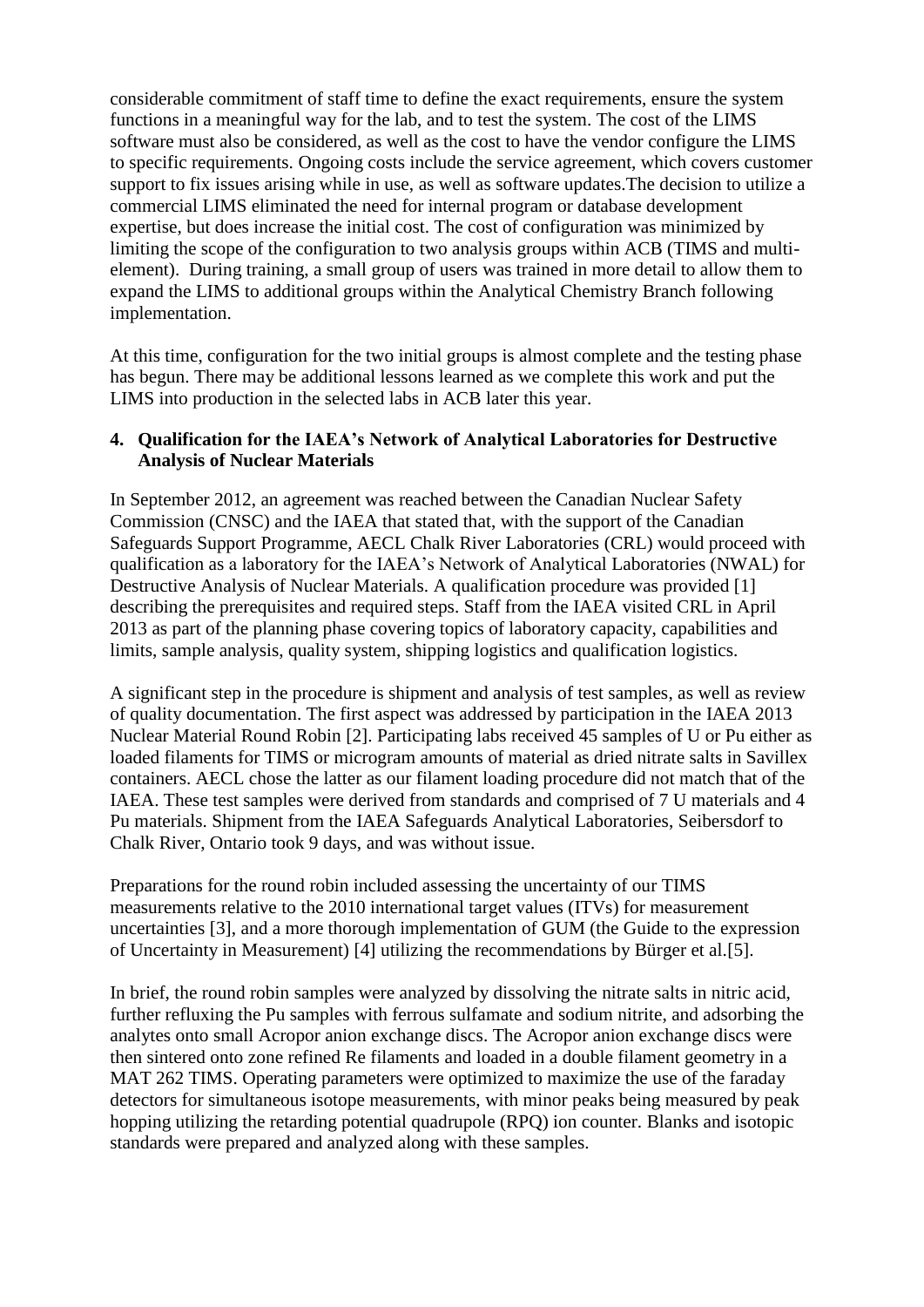considerable commitment of staff time to define the exact requirements, ensure the system functions in a meaningful way for the lab, and to test the system. The cost of the LIMS software must also be considered, as well as the cost to have the vendor configure the LIMS to specific requirements. Ongoing costs include the service agreement, which covers customer support to fix issues arising while in use, as well as software updates.The decision to utilize a commercial LIMS eliminated the need for internal program or database development expertise, but does increase the initial cost. The cost of configuration was minimized by limiting the scope of the configuration to two analysis groups within ACB (TIMS and multi-element). During training, a small group of users was trained in more detail to allow them to expand the LIMS to additional groups within the Analytical Chemistry Branch following implementation.

At this time, configuration for the two initial groups is almost complete and the testing phase has begun. There may be additional lessons learned as we complete this work and put the LIMS into production in the selected labs in ACB later this year.

## 4. Qualification for the IAEA's Network of Analytical Laboratories for Destructive Analysis of Nuclear Materials

In September 2012, an agreement was reached between the Canadian Nuclear Safety Commission (CNSC) and the IAEA that stated that, with the support of the Canadian Safeguards Support Programme, AECL Chalk River Laboratories (CRL) would proceed with qualification as a laboratory for the IAEA's Network of Analytical Laboratories (NWAL) for Destructive Analysis of Nuclear Materials. A qualification procedure was provided [1] describing the prerequisites and required steps. Staff from the IAEA visited CRL in April 2013 as part of the planning phase covering topics of laboratory capacity, capabilities and limits, sample analysis, quality system, shipping logistics and qualification logistics.

A significant step in the procedure is shipment and analysis of test samples, as well as review of quality documentation. The first aspect was addressed by participation in the IAEA 2013 Nuclear Material Round Robin [2]. Participating labs received 45 samples of U or Pu either as loaded filaments for TIMS or microgram amounts of material as dried nitrate salts in Savillex containers. AECL chose the latter as our filament loading procedure did not match that of the IAEA. These test samples were derived from standards and comprised of 7 U materials and 4 Pu materials. Shipment from the IAEA Safeguards Analytical Laboratories, Seibersdorf to Chalk River, Ontario took 9 days, and was without issue.

Preparations for the round robin included assessing the uncertainty of our TIMS measurements relative to the 2010 international target values (ITVs) for measurement uncertainties [3], and a more thorough implementation of GUM (the Guide to the expression of Uncertainty in Measurement) [4] utilizing the recommendations by Bürger et al.[5].

In brief, the round robin samples were analyzed by dissolving the nitrate salts in nitric acid, further refluxing the Pu samples with ferrous sulfamate and sodium nitrite, and adsorbing the analytes onto small Acropor anion exchange discs. The Acropor anion exchange discs were then sintered onto zone refined Re filaments and loaded in a double filament geometry in a MAT 262 TIMS. Operating parameters were optimized to maximize the use of the faraday detectors for simultaneous isotope measurements, with minor peaks being measured by peak hopping utilizing the retarding potential quadrupole (RPQ) ion counter. Blanks and isotopic standards were prepared and analyzed along with these samples.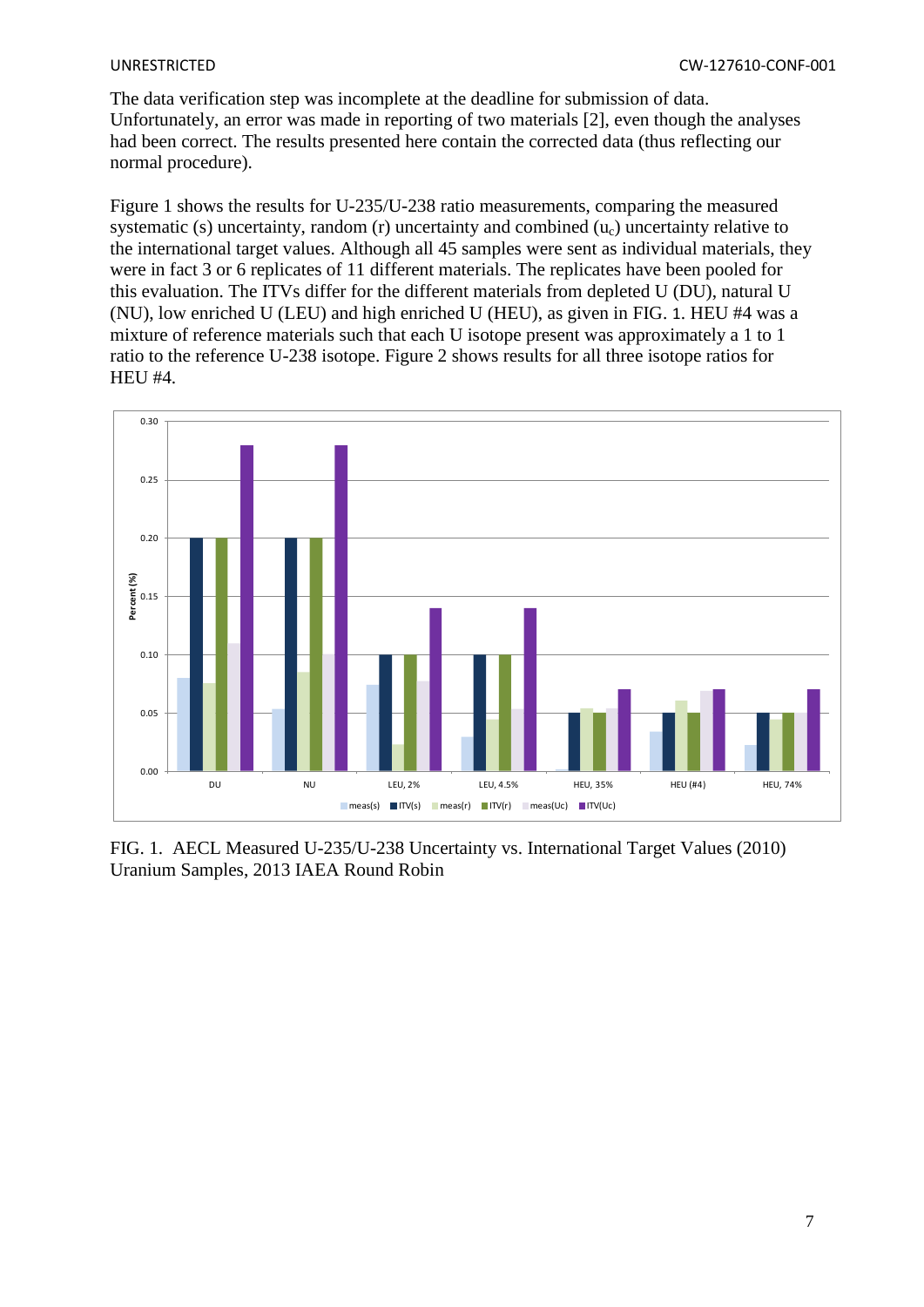The data verification step was incomplete at the deadline for submission of data. Unfortunately, an error was made in reporting of two materials [2], even though the analyses had been correct. The results presented here contain the corrected data (thus reflecting our normal procedure).

Figure 1 shows the results for U-235/U-238 ratio measurements, comparing the measured systematic (s) uncertainty, random (r) uncertainty and combined ($u_c$) uncertainty relative to the international target values. Although all 45 samples were sent as individual materials, they were in fact 3 or 6 replicates of 11 different materials. The replicates have been pooled for this evaluation. The ITVs differ for the different materials from depleted U (DU), natural U (NU), low enriched U (LEU) and high enriched U (HEU), as given in FIG. 1. HEU #4 was a mixture of reference materials such that each U isotope present was approximately a 1 to 1 ratio to the reference U-238 isotope. Figure 2 shows results for all three isotope ratios for HEU #4.

FIG. 1. AECL Measured U-235/U-238 Uncertainty vs. International Target Values (2010) Uranium Samples, 2013 IAEA Round Robin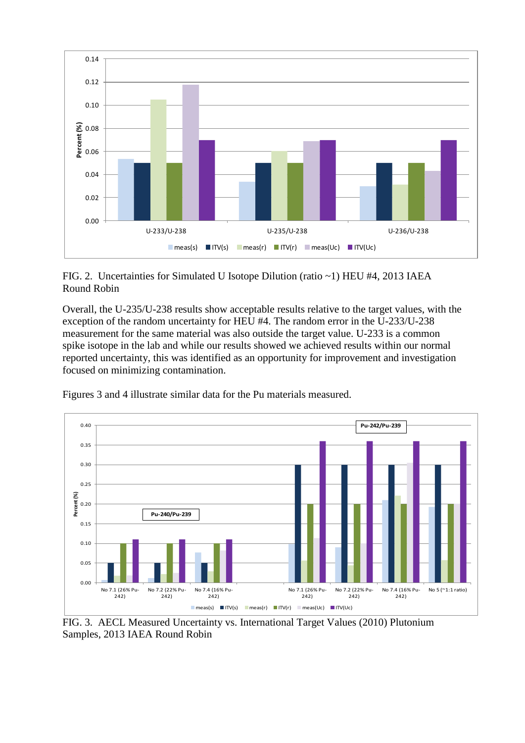FIG. 2. Uncertainties for Simulated U Isotope Dilution (ratio ~1) HEU #4, 2013 IAEA Round Robin

Overall, the U-235/U-238 results show acceptable results relative to the target values, with the exception of the random uncertainty for HEU #4. The random error in the U-233/U-238 measurement for the same material was also outside the target value. U-233 is a common spike isotope in the lab and while our results showed we achieved results within our normal reported uncertainty, this was identified as an opportunity for improvement and investigation focused on minimizing contamination.

Figures 3 and 4 illustrate similar data for the Pu materials measured.

FIG. 3. AECL Measured Uncertainty vs. International Target Values (2010) Plutonium Samples, 2013 IAEA Round Robin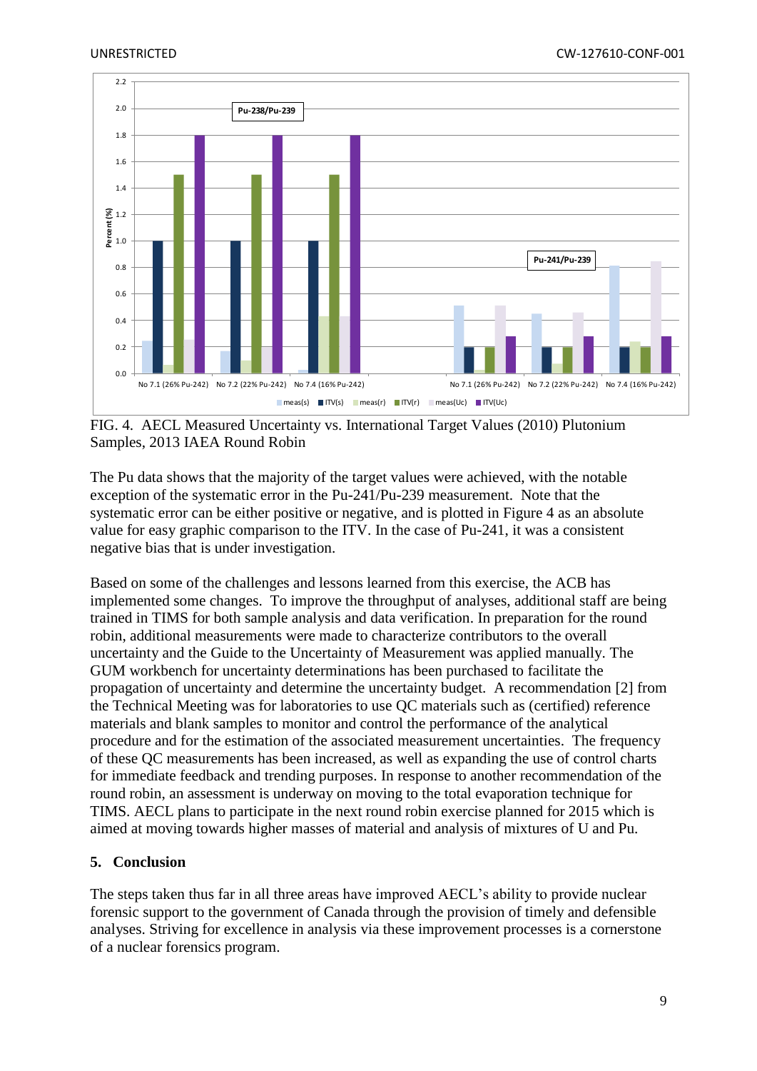FIG. 4. AECL Measured Uncertainty vs. International Target Values (2010) Plutonium Samples, 2013 IAEA Round Robin

The Pu data shows that the majority of the target values were achieved, with the notable exception of the systematic error in the Pu-241/Pu-239 measurement. Note that the systematic error can be either positive or negative, and is plotted in Figure 4 as an absolute value for easy graphic comparison to the ITV. In the case of Pu-241, it was a consistent negative bias that is under investigation.

Based on some of the challenges and lessons learned from this exercise, the ACB has implemented some changes. To improve the throughput of analyses, additional staff are being trained in TIMS for both sample analysis and data verification. In preparation for the round robin, additional measurements were made to characterize contributors to the overall uncertainty and the Guide to the Uncertainty of Measurement was applied manually. The GUM workbench for uncertainty determinations has been purchased to facilitate the propagation of uncertainty and determine the uncertainty budget. A recommendation [2] from the Technical Meeting was for laboratories to use QC materials such as (certified) reference materials and blank samples to monitor and control the performance of the analytical procedure and for the estimation of the associated measurement uncertainties. The frequency of these QC measurements has been increased, as well as expanding the use of control charts for immediate feedback and trending purposes. In response to another recommendation of the round robin, an assessment is underway on moving to the total evaporation technique for TIMS. AECL plans to participate in the next round robin exercise planned for 2015 which is aimed at moving towards higher masses of material and analysis of mixtures of U and Pu.

## 5. Conclusion

The steps taken thus far in all three areas have improved AECL's ability to provide nuclear forensic support to the government of Canada through the provision of timely and defensible analyses. Striving for excellence in analysis via these improvement processes is a cornerstone of a nuclear forensics program.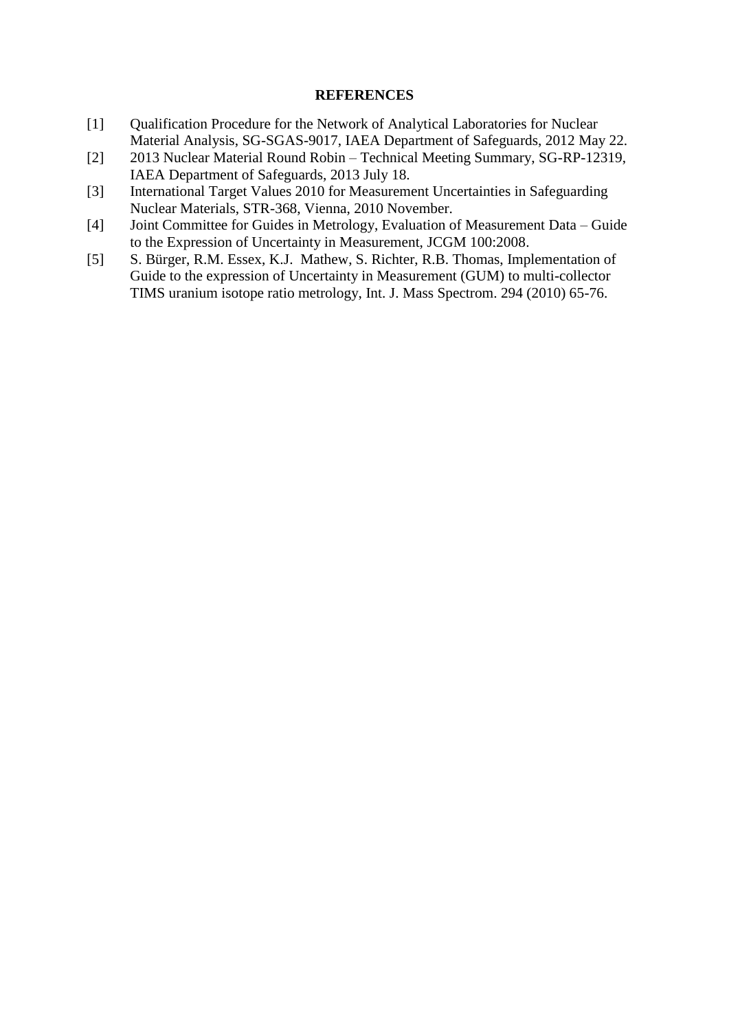**REFERENCES**

[1] Qualification Procedure for the Network of Analytical Laboratories for Nuclear Material Analysis, SG-SGAS-9017, IAEA Department of Safeguards, 2012 May 22.

[2] 2013 Nuclear Material Round Robin – Technical Meeting Summary, SG-RP-12319, IAEA Department of Safeguards, 2013 July 18.

[3] International Target Values 2010 for Measurement Uncertainties in Safeguarding Nuclear Materials, STR-368, Vienna, 2010 November.

[4] Joint Committee for Guides in Metrology, Evaluation of Measurement Data – Guide to the Expression of Uncertainty in Measurement, JCGM 100:2008.

[5] S. Bürger, R.M. Essex, K.J. Mathew, S. Richter, R.B. Thomas, Implementation of Guide to the expression of Uncertainty in Measurement (GUM) to multi-collector TIMS uranium isotope ratio metrology, Int. J. Mass Spectrom. 294 (2010) 65-76.